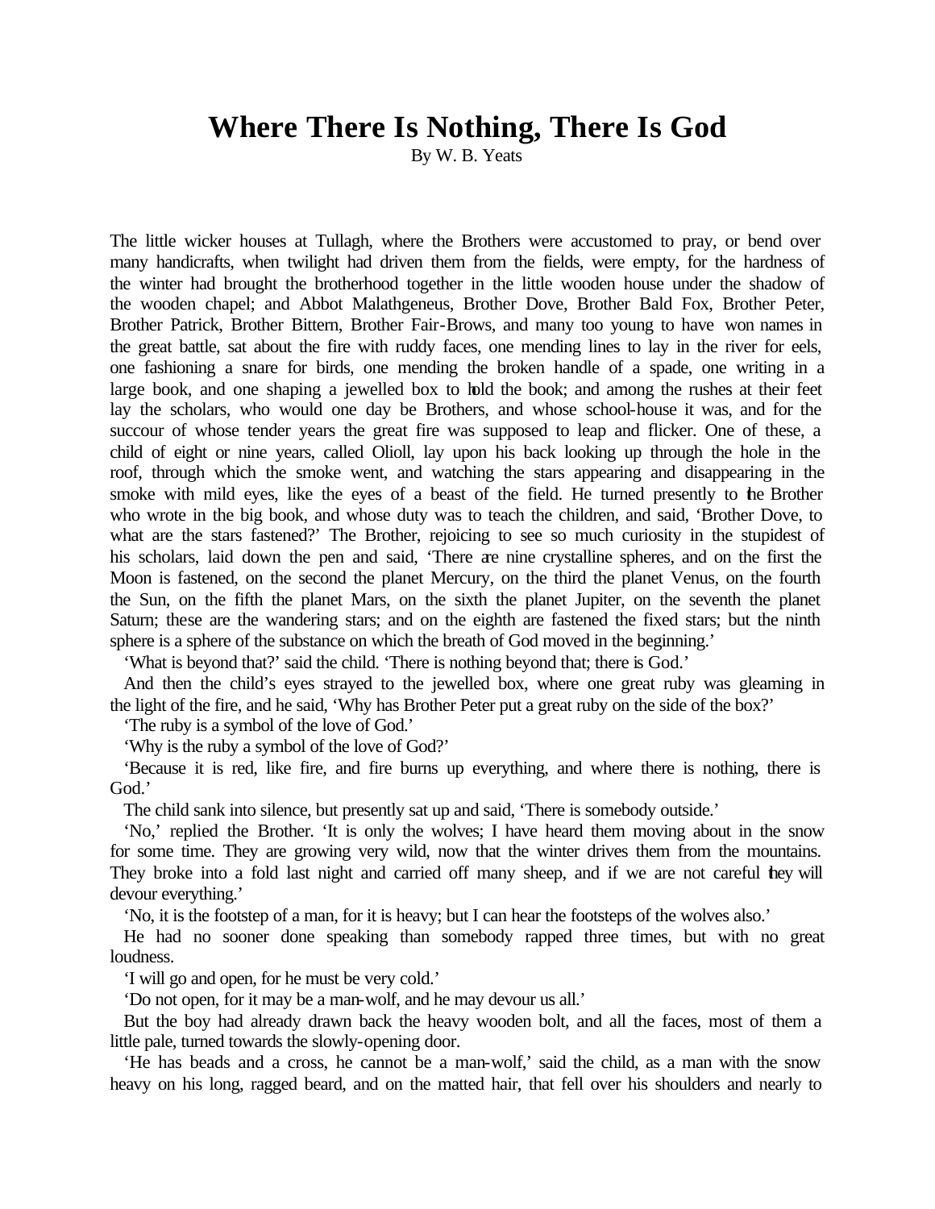# Where There Is Nothing, There Is God

By W. B. Yeats

The little wicker houses at Tullagh, where the Brothers were accustomed to pray, or bend over many handicrafts, when twilight had driven them from the fields, were empty, for the hardness of the winter had brought the brotherhood together in the little wooden house under the shadow of the wooden chapel; and Abbot Malathgeneus, Brother Dove, Brother Bald Fox, Brother Peter, Brother Patrick, Brother Bittern, Brother Fair-Brows, and many too young to have won names in the great battle, sat about the fire with ruddy faces, one mending lines to lay in the river for eels, one fashioning a snare for birds, one mending the broken handle of a spade, one writing in a large book, and one shaping a jewelled box to hold the book; and among the rushes at their feet lay the scholars, who would one day be Brothers, and whose school-house it was, and for the succour of whose tender years the great fire was supposed to leap and flicker. One of these, a child of eight or nine years, called Olioll, lay upon his back looking up through the hole in the roof, through which the smoke went, and watching the stars appearing and disappearing in the smoke with mild eyes, like the eyes of a beast of the field. He turned presently to the Brother who wrote in the big book, and whose duty was to teach the children, and said, 'Brother Dove, to what are the stars fastened?' The Brother, rejoicing to see so much curiosity in the stupidest of his scholars, laid down the pen and said, 'There are nine crystalline spheres, and on the first the Moon is fastened, on the second the planet Mercury, on the third the planet Venus, on the fourth the Sun, on the fifth the planet Mars, on the sixth the planet Jupiter, on the seventh the planet Saturn; these are the wandering stars; and on the eighth are fastened the fixed stars; but the ninth sphere is a sphere of the substance on which the breath of God moved in the beginning.'

'What is beyond that?' said the child. 'There is nothing beyond that; there is God.'

And then the child's eyes strayed to the jewelled box, where one great ruby was gleaming in the light of the fire, and he said, 'Why has Brother Peter put a great ruby on the side of the box?'

'The ruby is a symbol of the love of God.'

'Why is the ruby a symbol of the love of God?'

'Because it is red, like fire, and fire burns up everything, and where there is nothing, there is God.'

The child sank into silence, but presently sat up and said, 'There is somebody outside.'

'No,' replied the Brother. 'It is only the wolves; I have heard them moving about in the snow for some time. They are growing very wild, now that the winter drives them from the mountains. They broke into a fold last night and carried off many sheep, and if we are not careful they will devour everything.'

'No, it is the footstep of a man, for it is heavy; but I can hear the footsteps of the wolves also.'

He had no sooner done speaking than somebody rapped three times, but with no great loudness.

'I will go and open, for he must be very cold.'

'Do not open, for it may be a man-wolf, and he may devour us all.'

But the boy had already drawn back the heavy wooden bolt, and all the faces, most of them a little pale, turned towards the slowly-opening door.

'He has beads and a cross, he cannot be a man-wolf,' said the child, as a man with the snow heavy on his long, ragged beard, and on the matted hair, that fell over his shoulders and nearly to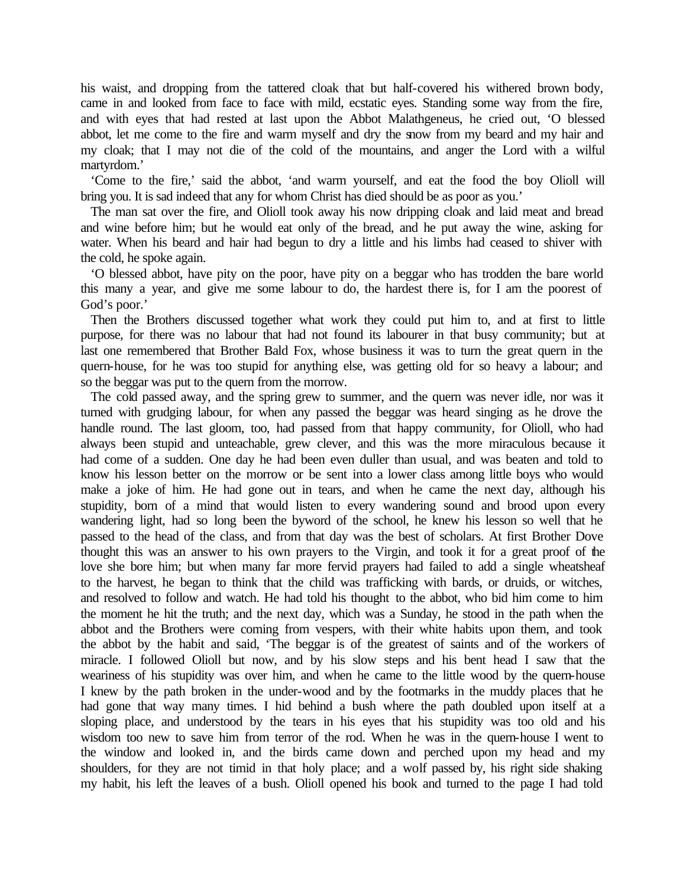his waist, and dropping from the tattered cloak that but half-covered his withered brown body, came in and looked from face to face with mild, ecstatic eyes. Standing some way from the fire, and with eyes that had rested at last upon the Abbot Malathgeneus, he cried out, 'O blessed abbot, let me come to the fire and warm myself and dry the snow from my beard and my hair and my cloak; that I may not die of the cold of the mountains, and anger the Lord with a wilful martyrdom.'

'Come to the fire,' said the abbot, 'and warm yourself, and eat the food the boy Olioll will bring you. It is sad indeed that any for whom Christ has died should be as poor as you.'

The man sat over the fire, and Olioll took away his now dripping cloak and laid meat and bread and wine before him; but he would eat only of the bread, and he put away the wine, asking for water. When his beard and hair had begun to dry a little and his limbs had ceased to shiver with the cold, he spoke again.

'O blessed abbot, have pity on the poor, have pity on a beggar who has trodden the bare world this many a year, and give me some labour to do, the hardest there is, for I am the poorest of God's poor.'

Then the Brothers discussed together what work they could put him to, and at first to little purpose, for there was no labour that had not found its labourer in that busy community; but at last one remembered that Brother Bald Fox, whose business it was to turn the great quern in the quern-house, for he was too stupid for anything else, was getting old for so heavy a labour; and so the beggar was put to the quern from the morrow.

The cold passed away, and the spring grew to summer, and the quern was never idle, nor was it turned with grudging labour, for when any passed the beggar was heard singing as he drove the handle round. The last gloom, too, had passed from that happy community, for Olioll, who had always been stupid and unteachable, grew clever, and this was the more miraculous because it had come of a sudden. One day he had been even duller than usual, and was beaten and told to know his lesson better on the morrow or be sent into a lower class among little boys who would make a joke of him. He had gone out in tears, and when he came the next day, although his stupidity, born of a mind that would listen to every wandering sound and brood upon every wandering light, had so long been the byword of the school, he knew his lesson so well that he passed to the head of the class, and from that day was the best of scholars. At first Brother Dove thought this was an answer to his own prayers to the Virgin, and took it for a great proof of the love she bore him; but when many far more fervid prayers had failed to add a single wheatsheaf to the harvest, he began to think that the child was trafficking with bards, or druids, or witches, and resolved to follow and watch. He had told his thought to the abbot, who bid him come to him the moment he hit the truth; and the next day, which was a Sunday, he stood in the path when the abbot and the Brothers were coming from vespers, with their white habits upon them, and took the abbot by the habit and said, 'The beggar is of the greatest of saints and of the workers of miracle. I followed Olioll but now, and by his slow steps and his bent head I saw that the weariness of his stupidity was over him, and when he came to the little wood by the quern-house I knew by the path broken in the under-wood and by the footmarks in the muddy places that he had gone that way many times. I hid behind a bush where the path doubled upon itself at a sloping place, and understood by the tears in his eyes that his stupidity was too old and his wisdom too new to save him from terror of the rod. When he was in the quern-house I went to the window and looked in, and the birds came down and perched upon my head and my shoulders, for they are not timid in that holy place; and a wolf passed by, his right side shaking my habit, his left the leaves of a bush. Olioll opened his book and turned to the page I had told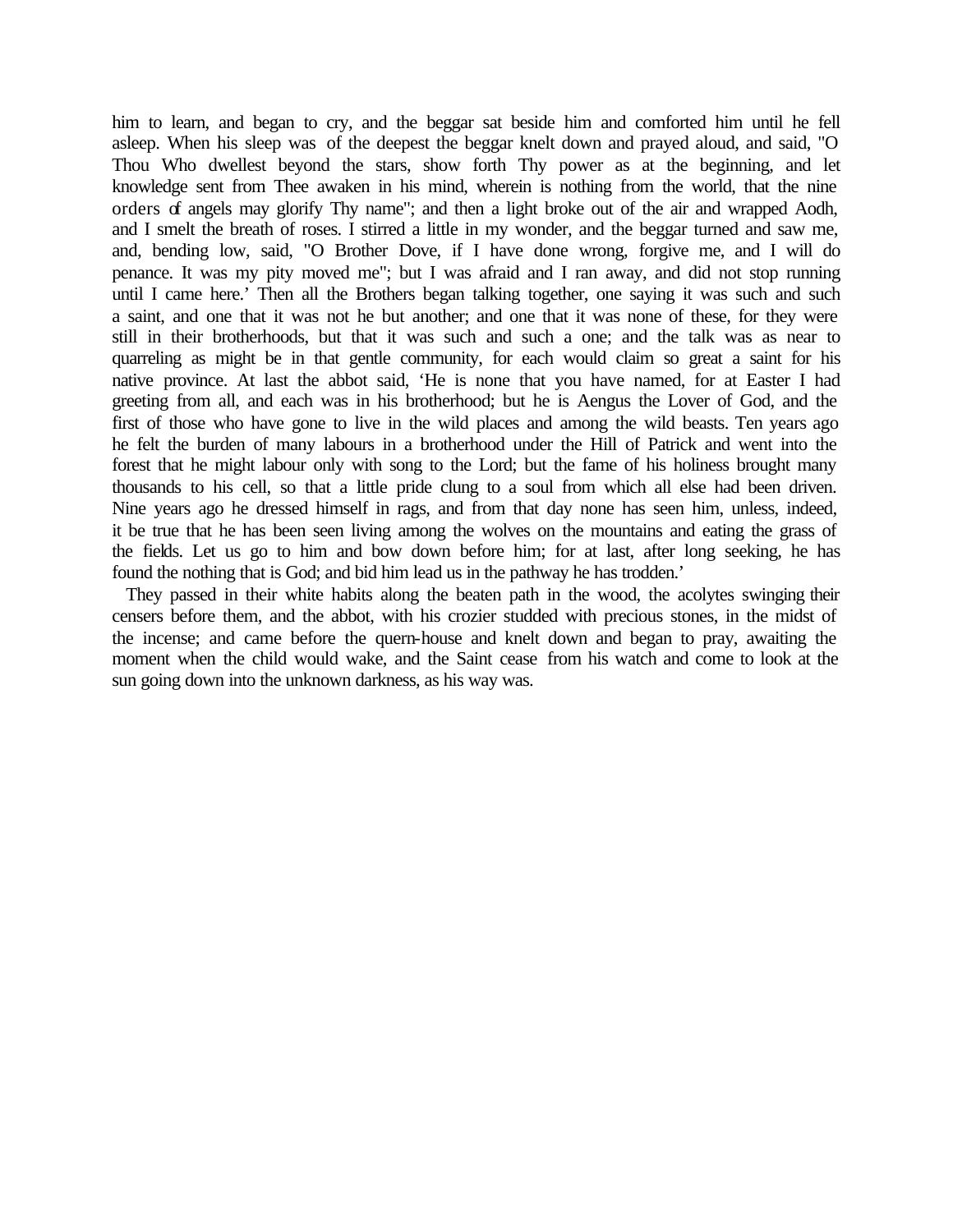him to learn, and began to cry, and the beggar sat beside him and comforted him until he fell asleep. When his sleep was of the deepest the beggar knelt down and prayed aloud, and said, "O Thou Who dwellest beyond the stars, show forth Thy power as at the beginning, and let knowledge sent from Thee awaken in his mind, wherein is nothing from the world, that the nine orders of angels may glorify Thy name"; and then a light broke out of the air and wrapped Aodh, and I smelt the breath of roses. I stirred a little in my wonder, and the beggar turned and saw me, and, bending low, said, "O Brother Dove, if I have done wrong, forgive me, and I will do penance. It was my pity moved me"; but I was afraid and I ran away, and did not stop running until I came here.' Then all the Brothers began talking together, one saying it was such and such a saint, and one that it was not he but another; and one that it was none of these, for they were still in their brotherhoods, but that it was such and such a one; and the talk was as near to quarreling as might be in that gentle community, for each would claim so great a saint for his native province. At last the abbot said, 'He is none that you have named, for at Easter I had greeting from all, and each was in his brotherhood; but he is Aengus the Lover of God, and the first of those who have gone to live in the wild places and among the wild beasts. Ten years ago he felt the burden of many labours in a brotherhood under the Hill of Patrick and went into the forest that he might labour only with song to the Lord; but the fame of his holiness brought many thousands to his cell, so that a little pride clung to a soul from which all else had been driven. Nine years ago he dressed himself in rags, and from that day none has seen him, unless, indeed, it be true that he has been seen living among the wolves on the mountains and eating the grass of the fields. Let us go to him and bow down before him; for at last, after long seeking, he has found the nothing that is God; and bid him lead us in the pathway he has trodden.'

They passed in their white habits along the beaten path in the wood, the acolytes swinging their censers before them, and the abbot, with his crozier studded with precious stones, in the midst of the incense; and came before the quern-house and knelt down and began to pray, awaiting the moment when the child would wake, and the Saint cease from his watch and come to look at the sun going down into the unknown darkness, as his way was.